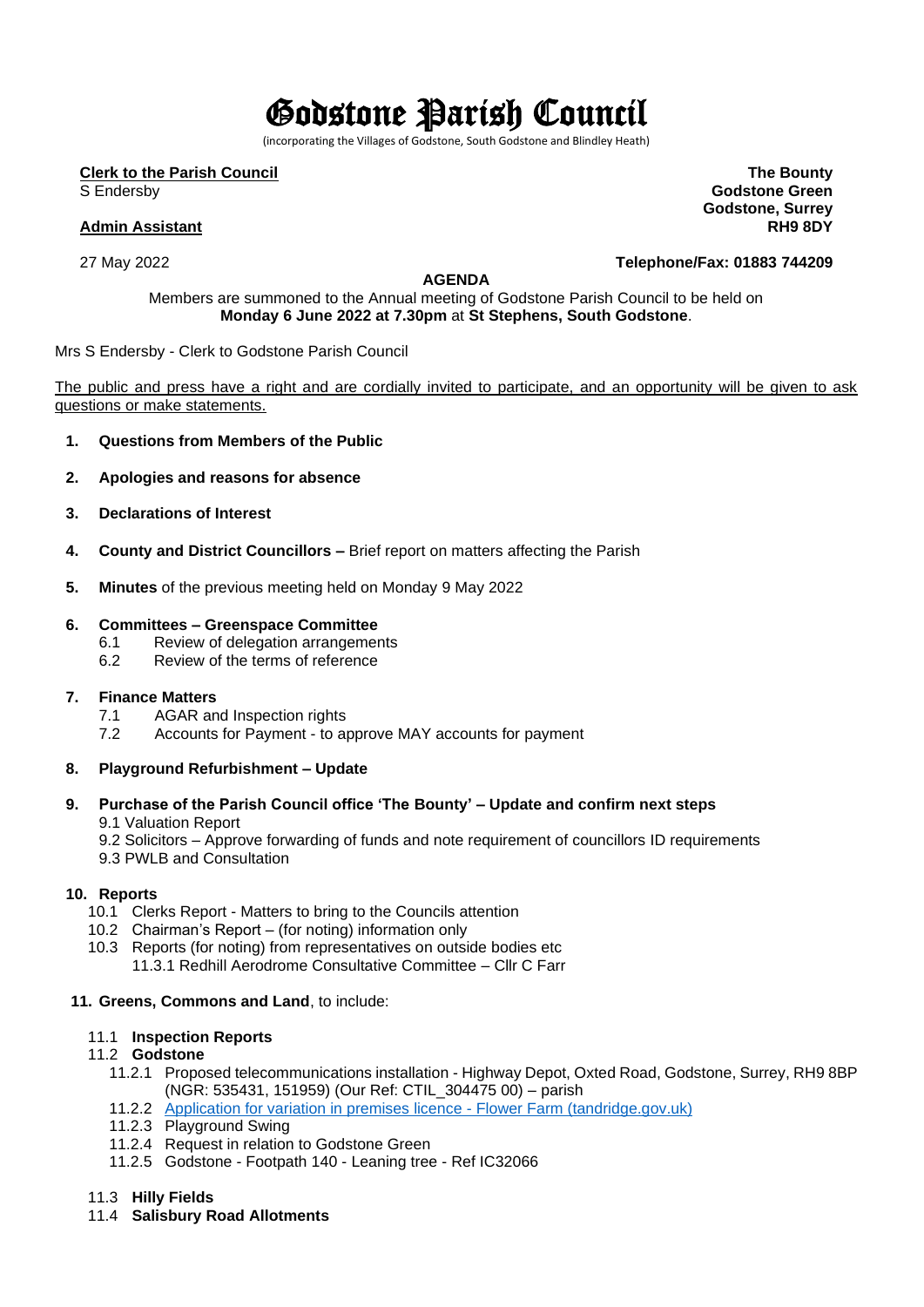# Godstone Parish Council

(incorporating the Villages of Godstone, South Godstone and Blindley Heath)

**Clerk to the Parish Council**
S Endersby

**Admin Assistant**

**The Bounty**
**Godstone Green**
**Godstone, Surrey**
**RH9 8DY**

27 May 2022

**Telephone/Fax: 01883 744209**

**AGENDA**

Members are summoned to the Annual meeting of Godstone Parish Council to be held on **Monday 6 June 2022 at 7.30pm** at **St Stephens, South Godstone**.

Mrs S Endersby - Clerk to Godstone Parish Council

The public and press have a right and are cordially invited to participate, and an opportunity will be given to ask questions or make statements.

1. **Questions from Members of the Public**

2. **Apologies and reasons for absence**

3. **Declarations of Interest**

4. **County and District Councillors –** Brief report on matters affecting the Parish

5. **Minutes** of the previous meeting held on Monday 9 May 2022

6. **Committees – Greenspace Committee**
   - 6.1 Review of delegation arrangements
   - 6.2 Review of the terms of reference

7. **Finance Matters**
   - 7.1 AGAR and Inspection rights
   - 7.2 Accounts for Payment - to approve MAY accounts for payment

8. **Playground Refurbishment – Update**

9. **Purchase of the Parish Council office 'The Bounty' – Update and confirm next steps**
   - 9.1 Valuation Report
   - 9.2 Solicitors – Approve forwarding of funds and note requirement of councillors ID requirements
   - 9.3 PWLB and Consultation

10. **Reports**
    - 10.1 Clerks Report - Matters to bring to the Councils attention
    - 10.2 Chairman's Report – (for noting) information only
    - 10.3 Reports (for noting) from representatives on outside bodies etc
      - 11.3.1 Redhill Aerodrome Consultative Committee – Cllr C Farr

11. **Greens, Commons and Land**, to include:
    - 11.1 **Inspection Reports**
    - 11.2 **Godstone**
      - 11.2.1 Proposed telecommunications installation - Highway Depot, Oxted Road, Godstone, Surrey, RH9 8BP (NGR: 535431, 151959) (Our Ref: CTIL_304475 00) – parish
      - 11.2.2 Application for variation in premises licence - Flower Farm (tandridge.gov.uk)
      - 11.2.3 Playground Swing
      - 11.2.4 Request in relation to Godstone Green
      - 11.2.5 Godstone - Footpath 140 - Leaning tree - Ref IC32066
    - 11.3 **Hilly Fields**
    - 11.4 **Salisbury Road Allotments**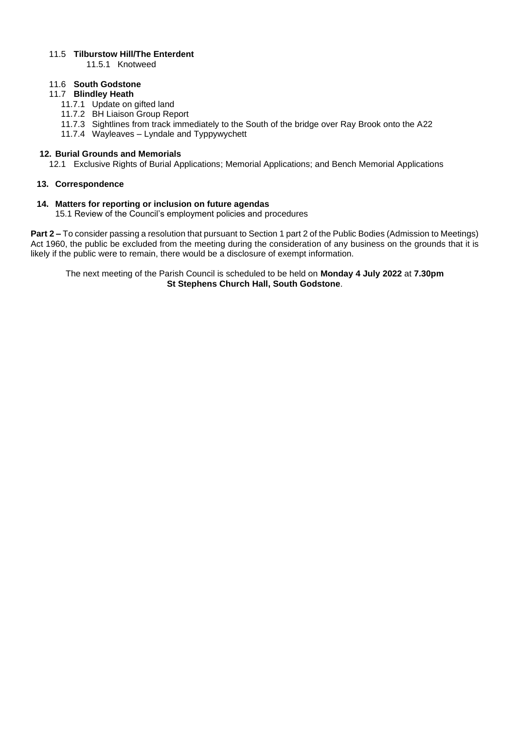11.5 **Tilburstow Hill/The Enterdent**

11.5.1 Knotweed

11.6 **South Godstone**

11.7 **Blindley Heath**

11.7.1 Update on gifted land

11.7.2 BH Liaison Group Report

11.7.3 Sightlines from track immediately to the South of the bridge over Ray Brook onto the A22

11.7.4 Wayleaves – Lyndale and Typpywychett

**12. Burial Grounds and Memorials**

12.1 Exclusive Rights of Burial Applications; Memorial Applications; and Bench Memorial Applications

**13. Correspondence**

**14. Matters for reporting or inclusion on future agendas**

15.1 Review of the Council's employment policies and procedures

**Part 2 –** To consider passing a resolution that pursuant to Section 1 part 2 of the Public Bodies (Admission to Meetings) Act 1960, the public be excluded from the meeting during the consideration of any business on the grounds that it is likely if the public were to remain, there would be a disclosure of exempt information.

The next meeting of the Parish Council is scheduled to be held on **Monday 4 July 2022** at **7.30pm** **St Stephens Church Hall, South Godstone**.